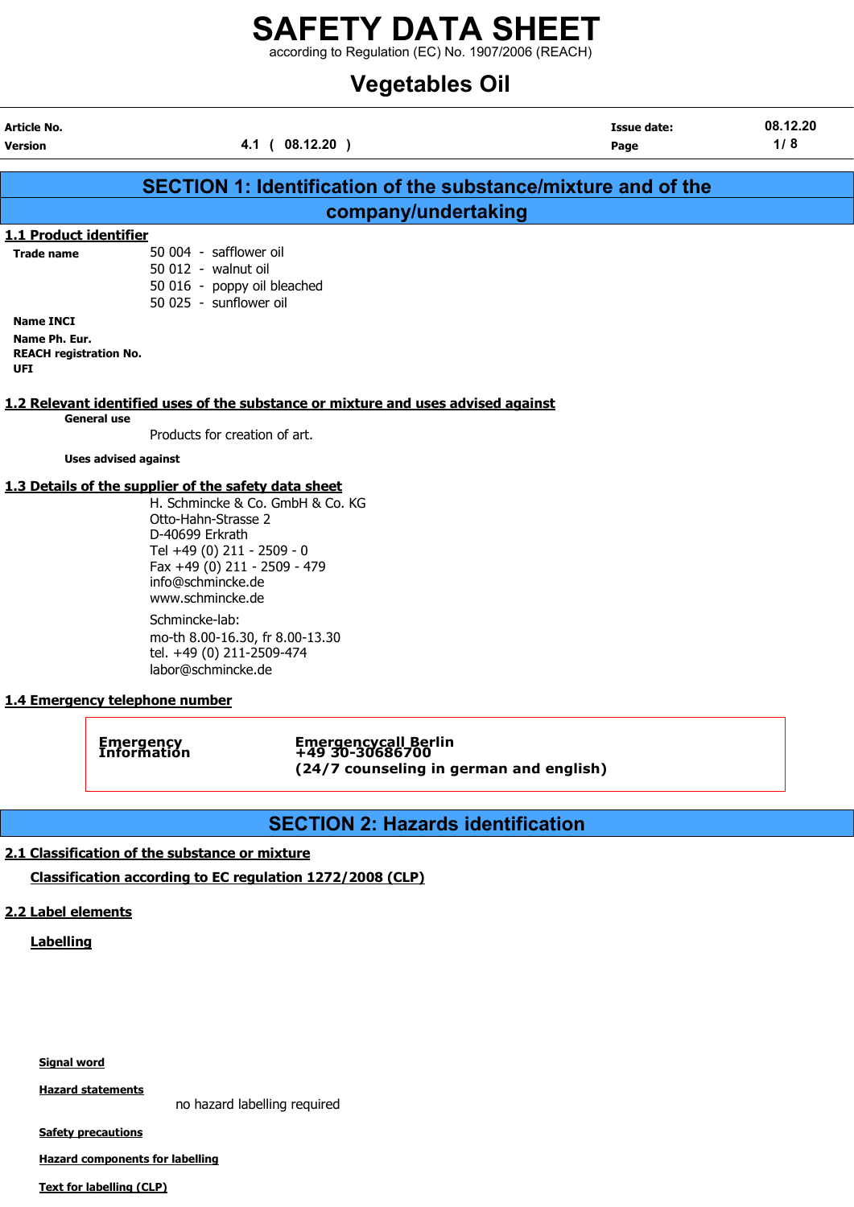# SAFETY DATA SHEET

according to Regulation (EC) No. 1907/2006 (REACH)

# Vegetables Oil

| Article No. | | Issue date: | 08.12.20 |
|---|---|---|---|
| Version | 4.1 ( 08.12.20 ) | Page | 1/ 8 |

## SECTION 1: Identification of the substance/mixture and of the company/undertaking

### 1.1 Product identifier

**Trade name**
50 004 - safflower oil
50 012 - walnut oil
50 016 - poppy oil bleached
50 025 - sunflower oil

**Name INCI**

**Name Ph. Eur.**

**REACH registration No.**

**UFI**

### 1.2 Relevant identified uses of the substance or mixture and uses advised against

**General use**

Products for creation of art.

**Uses advised against**

### 1.3 Details of the supplier of the safety data sheet

H. Schmincke & Co. GmbH & Co. KG
Otto-Hahn-Strasse 2
D-40699 Erkrath
Tel +49 (0) 211 - 2509 - 0
Fax +49 (0) 211 - 2509 - 479
info@schmincke.de
www.schmincke.de

Schmincke-lab:
mo-th 8.00-16.30, fr 8.00-13.30
tel. +49 (0) 211-2509-474
labor@schmincke.de

### 1.4 Emergency telephone number

| Emergency Information | Emergencycall Berlin +49 30-30686700 (24/7 counseling in german and english) |
|---|---|

## SECTION 2: Hazards identification

### 2.1 Classification of the substance or mixture

**Classification according to EC regulation 1272/2008 (CLP)**

### 2.2 Label elements

**Labelling**

**Signal word**

**Hazard statements**

no hazard labelling required

**Safety precautions**

**Hazard components for labelling**

**Text for labelling (CLP)**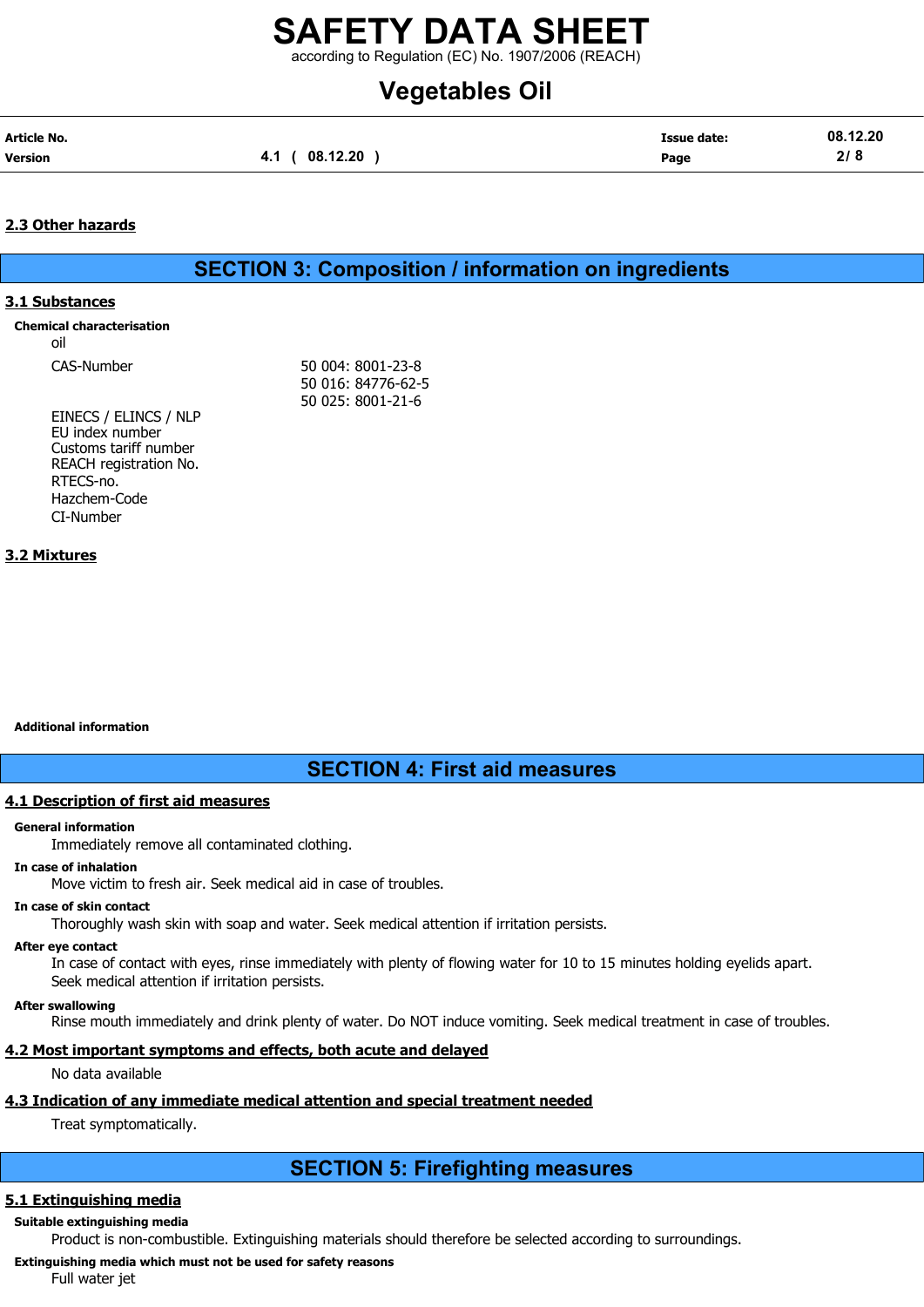### 2.3 Other hazards

## SECTION 3: Composition / information on ingredients

### 3.1 Substances

**Chemical characterisation**

oil

| | |
|---|---|
| CAS-Number | 50 004: 8001-23-8<br>50 016: 84776-62-5<br>50 025: 8001-21-6 |
| EINECS / ELINCS / NLP | |
| EU index number | |
| Customs tariff number | |
| REACH registration No. | |
| RTECS-no. | |
| Hazchem-Code | |
| CI-Number | |

### 3.2 Mixtures

**Additional information**

## SECTION 4: First aid measures

### 4.1 Description of first aid measures

**General information**

Immediately remove all contaminated clothing.

**In case of inhalation**

Move victim to fresh air. Seek medical aid in case of troubles.

**In case of skin contact**

Thoroughly wash skin with soap and water. Seek medical attention if irritation persists.

**After eye contact**

In case of contact with eyes, rinse immediately with plenty of flowing water for 10 to 15 minutes holding eyelids apart. Seek medical attention if irritation persists.

**After swallowing**

Rinse mouth immediately and drink plenty of water. Do NOT induce vomiting. Seek medical treatment in case of troubles.

### 4.2 Most important symptoms and effects, both acute and delayed

No data available

### 4.3 Indication of any immediate medical attention and special treatment needed

Treat symptomatically.

## SECTION 5: Firefighting measures

### 5.1 Extinguishing media

**Suitable extinguishing media**

Product is non-combustible. Extinguishing materials should therefore be selected according to surroundings.

**Extinguishing media which must not be used for safety reasons**

Full water jet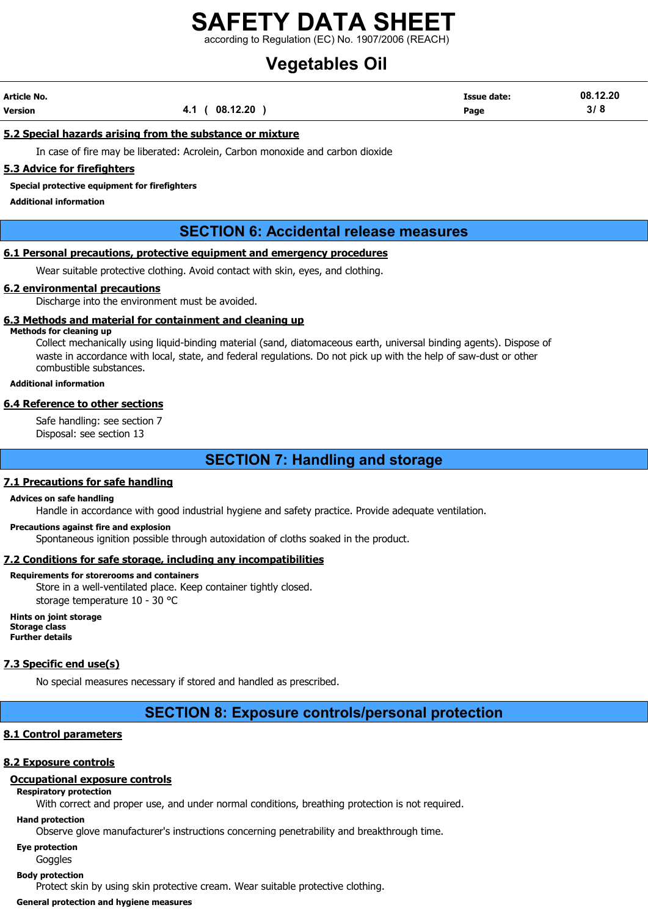### 5.2 Special hazards arising from the substance or mixture

In case of fire may be liberated: Acrolein, Carbon monoxide and carbon dioxide

### 5.3 Advice for firefighters

**Special protective equipment for firefighters**

**Additional information**

## SECTION 6: Accidental release measures

### 6.1 Personal precautions, protective equipment and emergency procedures

Wear suitable protective clothing. Avoid contact with skin, eyes, and clothing.

### 6.2 environmental precautions

Discharge into the environment must be avoided.

### 6.3 Methods and material for containment and cleaning up

**Methods for cleaning up**

Collect mechanically using liquid-binding material (sand, diatomaceous earth, universal binding agents). Dispose of waste in accordance with local, state, and federal regulations. Do not pick up with the help of saw-dust or other combustible substances.

**Additional information**

### 6.4 Reference to other sections

Safe handling: see section 7
Disposal: see section 13

## SECTION 7: Handling and storage

### 7.1 Precautions for safe handling

**Advices on safe handling**

Handle in accordance with good industrial hygiene and safety practice. Provide adequate ventilation.

**Precautions against fire and explosion**

Spontaneous ignition possible through autoxidation of cloths soaked in the product.

### 7.2 Conditions for safe storage, including any incompatibilities

**Requirements for storerooms and containers**

Store in a well-ventilated place. Keep container tightly closed.
storage temperature 10 - 30 °C

**Hints on joint storage**
**Storage class**
**Further details**

### 7.3 Specific end use(s)

No special measures necessary if stored and handled as prescribed.

## SECTION 8: Exposure controls/personal protection

### 8.1 Control parameters

### 8.2 Exposure controls

#### Occupational exposure controls

**Respiratory protection**

With correct and proper use, and under normal conditions, breathing protection is not required.

**Hand protection**

Observe glove manufacturer's instructions concerning penetrability and breakthrough time.

**Eye protection**

Goggles

**Body protection**

Protect skin by using skin protective cream. Wear suitable protective clothing.

**General protection and hygiene measures**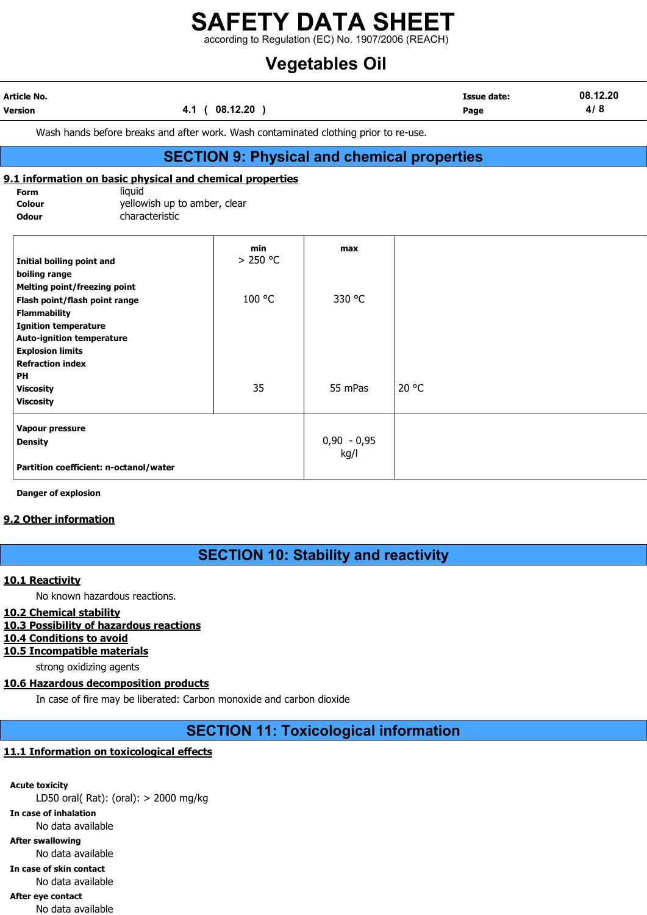Wash hands before breaks and after work. Wash contaminated clothing prior to re-use.

## SECTION 9: Physical and chemical properties

### 9.1 information on basic physical and chemical properties

**Form** liquid
**Colour** yellowish up to amber, clear
**Odour** characteristic

| | min | max | |
|---|---|---|---|
| **Initial boiling point and boiling range** | > 250 °C | | |
| **Melting point/freezing point** | | | |
| **Flash point/flash point range** | 100 °C | 330 °C | |
| **Flammability** | | | |
| **Ignition temperature** | | | |
| **Auto-ignition temperature** | | | |
| **Explosion limits** | | | |
| **Refraction index** | | | |
| **PH** | | | |
| **Viscosity** | 35 | 55 mPas | 20 °C |
| **Viscosity** | | | |
| **Vapour pressure** | | | |
| **Density** | | 0,90 - 0,95 kg/l | |
| **Partition coefficient: n-octanol/water** | | | |

**Danger of explosion**

### 9.2 Other information

## SECTION 10: Stability and reactivity

### 10.1 Reactivity

No known hazardous reactions.

### 10.2 Chemical stability

### 10.3 Possibility of hazardous reactions

### 10.4 Conditions to avoid

### 10.5 Incompatible materials

strong oxidizing agents

### 10.6 Hazardous decomposition products

In case of fire may be liberated: Carbon monoxide and carbon dioxide

## SECTION 11: Toxicological information

### 11.1 Information on toxicological effects

**Acute toxicity**
LD50 oral( Rat): (oral): > 2000 mg/kg

**In case of inhalation**
No data available

**After swallowing**
No data available

**In case of skin contact**
No data available

**After eye contact**
No data available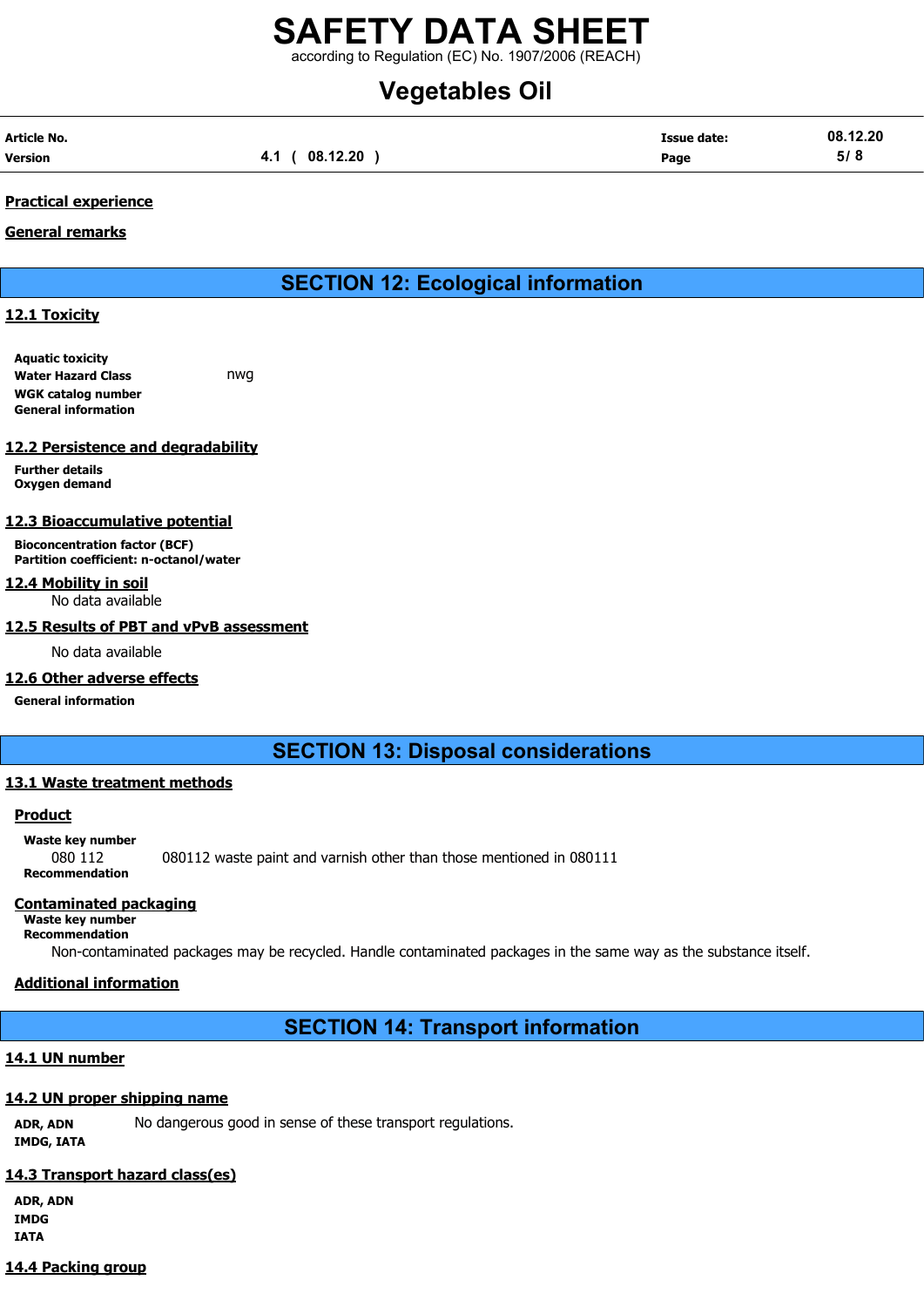**Practical experience**

**General remarks**

## SECTION 12: Ecological information

### 12.1 Toxicity

**Aquatic toxicity**
**Water Hazard Class** nwg
**WGK catalog number**
**General information**

### 12.2 Persistence and degradability

**Further details**
**Oxygen demand**

### 12.3 Bioaccumulative potential

**Bioconcentration factor (BCF)**
**Partition coefficient: n-octanol/water**

### 12.4 Mobility in soil

No data available

### 12.5 Results of PBT and vPvB assessment

No data available

### 12.6 Other adverse effects

**General information**

## SECTION 13: Disposal considerations

### 13.1 Waste treatment methods

**Product**

**Waste key number**
080 112 080112 waste paint and varnish other than those mentioned in 080111
**Recommendation**

**Contaminated packaging**

**Waste key number**
**Recommendation**
Non-contaminated packages may be recycled. Handle contaminated packages in the same way as the substance itself.

**Additional information**

## SECTION 14: Transport information

### 14.1 UN number

### 14.2 UN proper shipping name

**ADR, ADN** No dangerous good in sense of these transport regulations.
**IMDG, IATA**

### 14.3 Transport hazard class(es)

**ADR, ADN**
**IMDG**
**IATA**

### 14.4 Packing group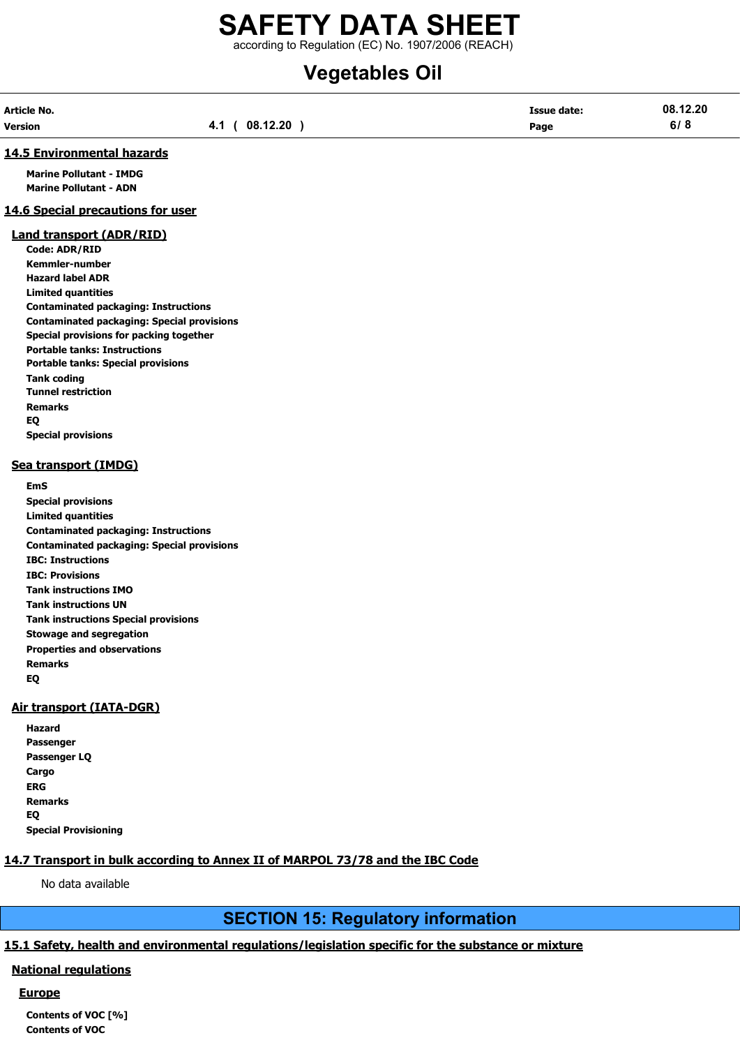## 14.5 Environmental hazards

**Marine Pollutant - IMDG**
**Marine Pollutant - ADN**

## 14.6 Special precautions for user

### Land transport (ADR/RID)

**Code: ADR/RID**
**Kemmler-number**
**Hazard label ADR**
**Limited quantities**
**Contaminated packaging: Instructions**
**Contaminated packaging: Special provisions**
**Special provisions for packing together**
**Portable tanks: Instructions**
**Portable tanks: Special provisions**
**Tank coding**
**Tunnel restriction**
**Remarks**
**EQ**
**Special provisions**

### Sea transport (IMDG)

**EmS**
**Special provisions**
**Limited quantities**
**Contaminated packaging: Instructions**
**Contaminated packaging: Special provisions**
**IBC: Instructions**
**IBC: Provisions**
**Tank instructions IMO**
**Tank instructions UN**
**Tank instructions Special provisions**
**Stowage and segregation**
**Properties and observations**
**Remarks**
**EQ**

### Air transport (IATA-DGR)

**Hazard**
**Passenger**
**Passenger LQ**
**Cargo**
**ERG**
**Remarks**
**EQ**
**Special Provisioning**

## 14.7 Transport in bulk according to Annex II of MARPOL 73/78 and the IBC Code

No data available

# SECTION 15: Regulatory information

## 15.1 Safety, health and environmental regulations/legislation specific for the substance or mixture

### National regulations

### Europe

**Contents of VOC [%]**
**Contents of VOC**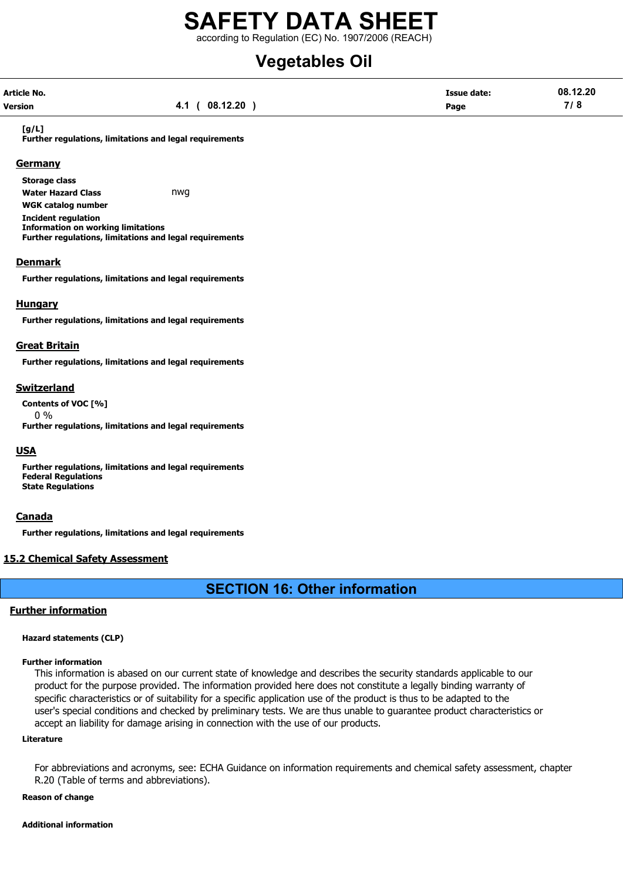**[g/L]**

**Further regulations, limitations and legal requirements**

## Germany

**Storage class**

**Water Hazard Class** nwg

**WGK catalog number**

**Incident regulation**

**Information on working limitations**

**Further regulations, limitations and legal requirements**

## Denmark

**Further regulations, limitations and legal requirements**

## Hungary

**Further regulations, limitations and legal requirements**

## Great Britain

**Further regulations, limitations and legal requirements**

## Switzerland

**Contents of VOC [%]**

0 %

**Further regulations, limitations and legal requirements**

## USA

**Further regulations, limitations and legal requirements**

**Federal Regulations**

**State Regulations**

## Canada

**Further regulations, limitations and legal requirements**

## 15.2 Chemical Safety Assessment

# SECTION 16: Other information

## Further information

**Hazard statements (CLP)**

**Further information**

This information is abased on our current state of knowledge and describes the security standards applicable to our product for the purpose provided. The information provided here does not constitute a legally binding warranty of specific characteristics or of suitability for a specific application use of the product is thus to be adapted to the user's special conditions and checked by preliminary tests. We are thus unable to guarantee product characteristics or accept an liability for damage arising in connection with the use of our products.

**Literature**

For abbreviations and acronyms, see: ECHA Guidance on information requirements and chemical safety assessment, chapter R.20 (Table of terms and abbreviations).

**Reason of change**

**Additional information**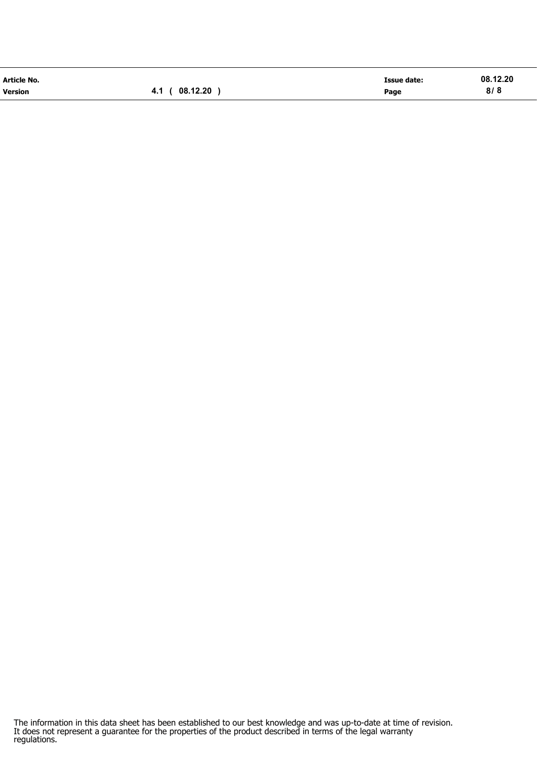The information in this data sheet has been established to our best knowledge and was up-to-date at time of revision. It does not represent a guarantee for the properties of the product described in terms of the legal warranty regulations.